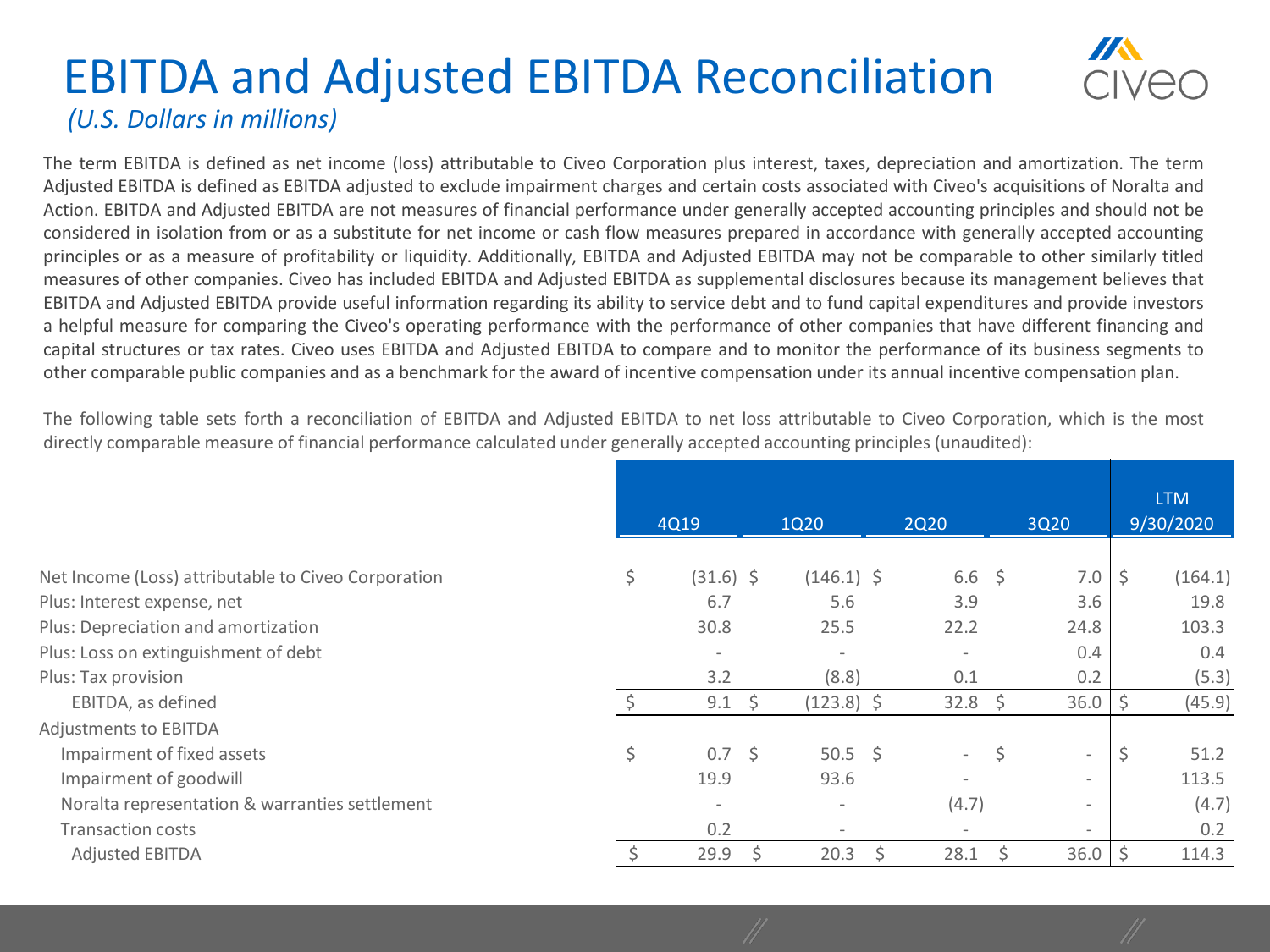# EBITDA and Adjusted EBITDA Reconciliation

*(U.S. Dollars in millions)*

The term EBITDA is defined as net income (loss) attributable to Civeo Corporation plus interest, taxes, depreciation and amortization. The term Adjusted EBITDA is defined as EBITDA adjusted to exclude impairment charges and certain costs associated with Civeo's acquisitions of Noralta and Action. EBITDA and Adjusted EBITDA are not measures of financial performance under generally accepted accounting principles and should not be considered in isolation from or as a substitute for net income or cash flow measures prepared in accordance with generally accepted accounting principles or as a measure of profitability or liquidity. Additionally, EBITDA and Adjusted EBITDA may not be comparable to other similarly titled measures of other companies. Civeo has included EBITDA and Adjusted EBITDA as supplemental disclosures because its management believes that EBITDA and Adjusted EBITDA provide useful information regarding its ability to service debt and to fund capital expenditures and provide investors a helpful measure for comparing the Civeo's operating performance with the performance of other companies that have different financing and capital structures or tax rates. Civeo uses EBITDA and Adjusted EBITDA to compare and to monitor the performance of its business segments to other comparable public companies and as a benchmark for the award of incentive compensation under its annual incentive compensation plan.

The following table sets forth a reconciliation of EBITDA and Adjusted EBITDA to net loss attributable to Civeo Corporation, which is the most directly comparable measure of financial performance calculated under generally accepted accounting principles (unaudited):

| | 4Q19 | 1Q20 | 2Q20 | 3Q20 | LTM 9/30/2020 |
|---|---|---|---|---|---|
| Net Income (Loss) attributable to Civeo Corporation | $ (31.6) | $ (146.1) | $ 6.6 | $ 7.0 | $ (164.1) |
| Plus: Interest expense, net | 6.7 | 5.6 | 3.9 | 3.6 | 19.8 |
| Plus: Depreciation and amortization | 30.8 | 25.5 | 22.2 | 24.8 | 103.3 |
| Plus: Loss on extinguishment of debt | - | - | - | 0.4 | 0.4 |
| Plus: Tax provision | 3.2 | (8.8) | 0.1 | 0.2 | (5.3) |
| EBITDA, as defined | $ 9.1 | $ (123.8) | $ 32.8 | $ 36.0 | $ (45.9) |
| Adjustments to EBITDA | | | | | |
| Impairment of fixed assets | $ 0.7 | $ 50.5 | $ - | $ - | $ 51.2 |
| Impairment of goodwill | 19.9 | 93.6 | - | - | 113.5 |
| Noralta representation & warranties settlement | - | - | (4.7) | - | (4.7) |
| Transaction costs | 0.2 | - | - | - | 0.2 |
| Adjusted EBITDA | $ 29.9 | $ 20.3 | $ 28.1 | $ 36.0 | $ 114.3 |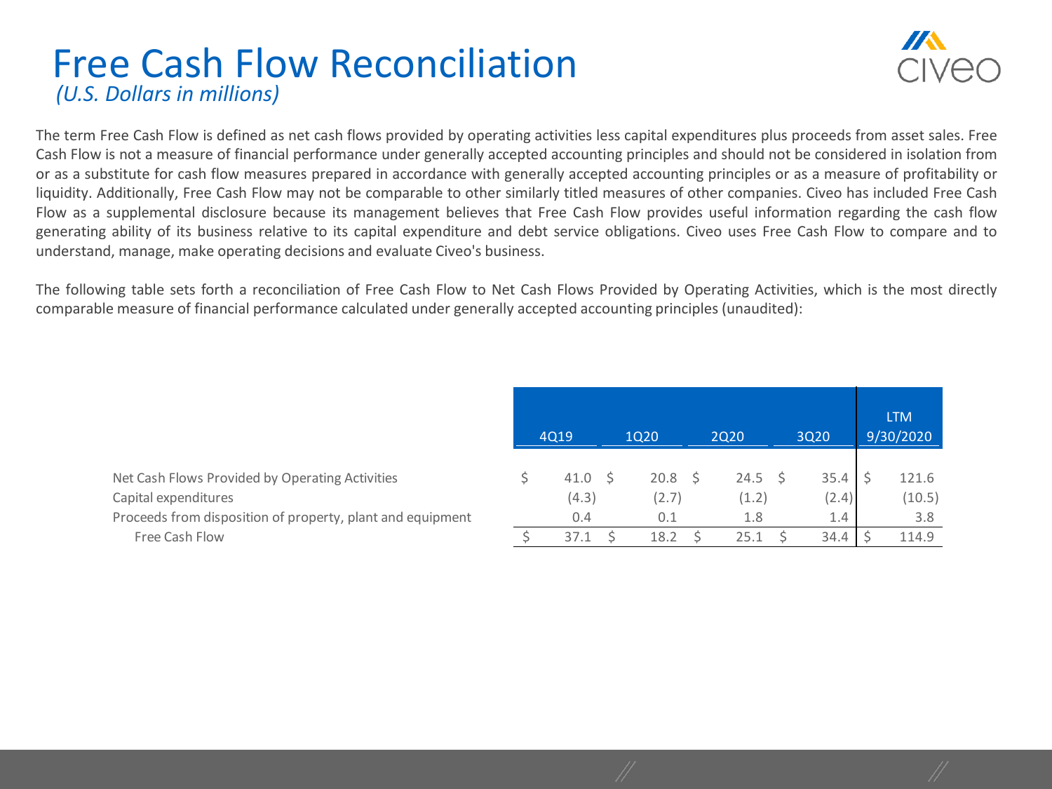# Free Cash Flow Reconciliation

*(U.S. Dollars in millions)*

The term Free Cash Flow is defined as net cash flows provided by operating activities less capital expenditures plus proceeds from asset sales. Free Cash Flow is not a measure of financial performance under generally accepted accounting principles and should not be considered in isolation from or as a substitute for cash flow measures prepared in accordance with generally accepted accounting principles or as a measure of profitability or liquidity. Additionally, Free Cash Flow may not be comparable to other similarly titled measures of other companies. Civeo has included Free Cash Flow as a supplemental disclosure because its management believes that Free Cash Flow provides useful information regarding the cash flow generating ability of its business relative to its capital expenditure and debt service obligations. Civeo uses Free Cash Flow to compare and to understand, manage, make operating decisions and evaluate Civeo's business.

The following table sets forth a reconciliation of Free Cash Flow to Net Cash Flows Provided by Operating Activities, which is the most directly comparable measure of financial performance calculated under generally accepted accounting principles (unaudited):

| | 4Q19 | 1Q20 | 2Q20 | 3Q20 | LTM 9/30/2020 |
|---|---|---|---|---|---|
| Net Cash Flows Provided by Operating Activities | $ 41.0 | $ 20.8 | $ 24.5 | $ 35.4 | $ 121.6 |
| Capital expenditures | (4.3) | (2.7) | (1.2) | (2.4) | (10.5) |
| Proceeds from disposition of property, plant and equipment | 0.4 | 0.1 | 1.8 | 1.4 | 3.8 |
| Free Cash Flow | $ 37.1 | $ 18.2 | $ 25.1 | $ 34.4 | $ 114.9 |